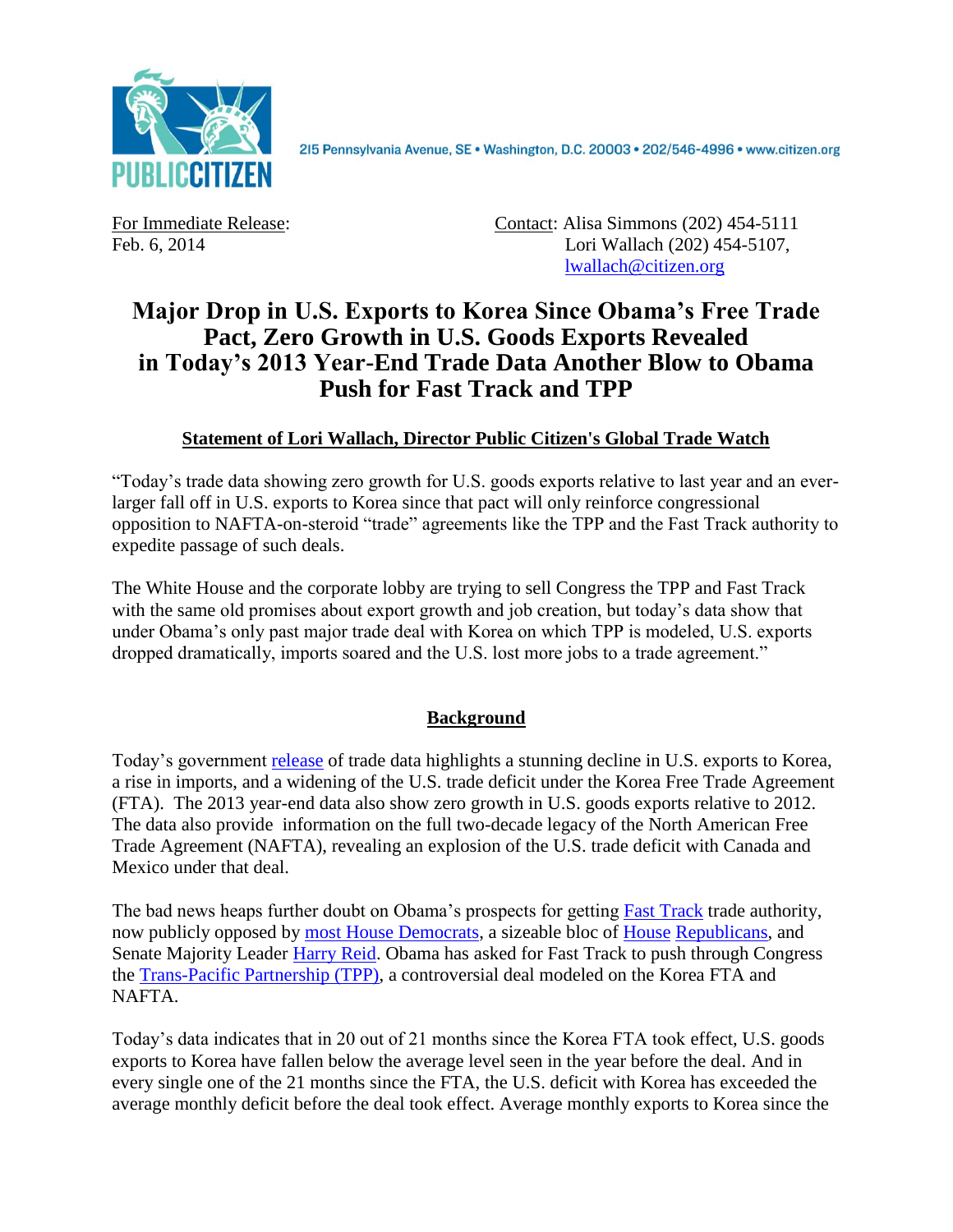PUBLIC CITIZEN

215 Pennsylvania Avenue, SE • Washington, D.C. 20003 • 202/546-4996 • www.citizen.org

For Immediate Release:
Feb. 6, 2014

Contact: Alisa Simmons (202) 454-5111
Lori Wallach (202) 454-5107, lwallach@citizen.org

# Major Drop in U.S. Exports to Korea Since Obama's Free Trade Pact, Zero Growth in U.S. Goods Exports Revealed in Today's 2013 Year-End Trade Data Another Blow to Obama Push for Fast Track and TPP

**Statement of Lori Wallach, Director Public Citizen's Global Trade Watch**

"Today's trade data showing zero growth for U.S. goods exports relative to last year and an ever-larger fall off in U.S. exports to Korea since that pact will only reinforce congressional opposition to NAFTA-on-steroid "trade" agreements like the TPP and the Fast Track authority to expedite passage of such deals.

The White House and the corporate lobby are trying to sell Congress the TPP and Fast Track with the same old promises about export growth and job creation, but today's data show that under Obama's only past major trade deal with Korea on which TPP is modeled, U.S. exports dropped dramatically, imports soared and the U.S. lost more jobs to a trade agreement."

## Background

Today's government release of trade data highlights a stunning decline in U.S. exports to Korea, a rise in imports, and a widening of the U.S. trade deficit under the Korea Free Trade Agreement (FTA). The 2013 year-end data also show zero growth in U.S. goods exports relative to 2012. The data also provide information on the full two-decade legacy of the North American Free Trade Agreement (NAFTA), revealing an explosion of the U.S. trade deficit with Canada and Mexico under that deal.

The bad news heaps further doubt on Obama's prospects for getting Fast Track trade authority, now publicly opposed by most House Democrats, a sizeable bloc of House Republicans, and Senate Majority Leader Harry Reid. Obama has asked for Fast Track to push through Congress the Trans-Pacific Partnership (TPP), a controversial deal modeled on the Korea FTA and NAFTA.

Today's data indicates that in 20 out of 21 months since the Korea FTA took effect, U.S. goods exports to Korea have fallen below the average level seen in the year before the deal. And in every single one of the 21 months since the FTA, the U.S. deficit with Korea has exceeded the average monthly deficit before the deal took effect. Average monthly exports to Korea since the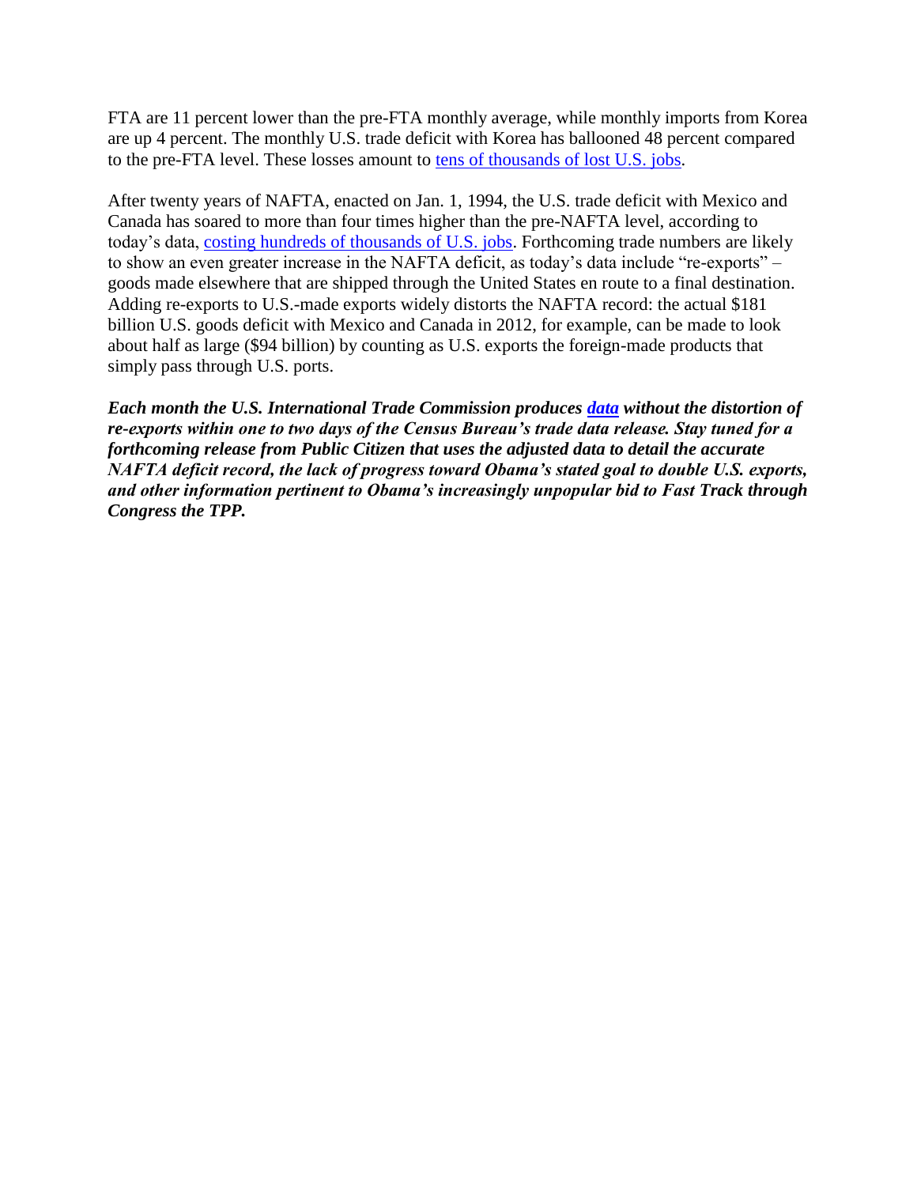FTA are 11 percent lower than the pre-FTA monthly average, while monthly imports from Korea are up 4 percent. The monthly U.S. trade deficit with Korea has ballooned 48 percent compared to the pre-FTA level. These losses amount to tens of thousands of lost U.S. jobs.

After twenty years of NAFTA, enacted on Jan. 1, 1994, the U.S. trade deficit with Mexico and Canada has soared to more than four times higher than the pre-NAFTA level, according to today's data, costing hundreds of thousands of U.S. jobs. Forthcoming trade numbers are likely to show an even greater increase in the NAFTA deficit, as today's data include "re-exports" – goods made elsewhere that are shipped through the United States en route to a final destination. Adding re-exports to U.S.-made exports widely distorts the NAFTA record: the actual $181 billion U.S. goods deficit with Mexico and Canada in 2012, for example, can be made to look about half as large ($94 billion) by counting as U.S. exports the foreign-made products that simply pass through U.S. ports.

***Each month the U.S. International Trade Commission produces data without the distortion of re-exports within one to two days of the Census Bureau's trade data release. Stay tuned for a forthcoming release from Public Citizen that uses the adjusted data to detail the accurate NAFTA deficit record, the lack of progress toward Obama's stated goal to double U.S. exports, and other information pertinent to Obama's increasingly unpopular bid to Fast Track through Congress the TPP.***